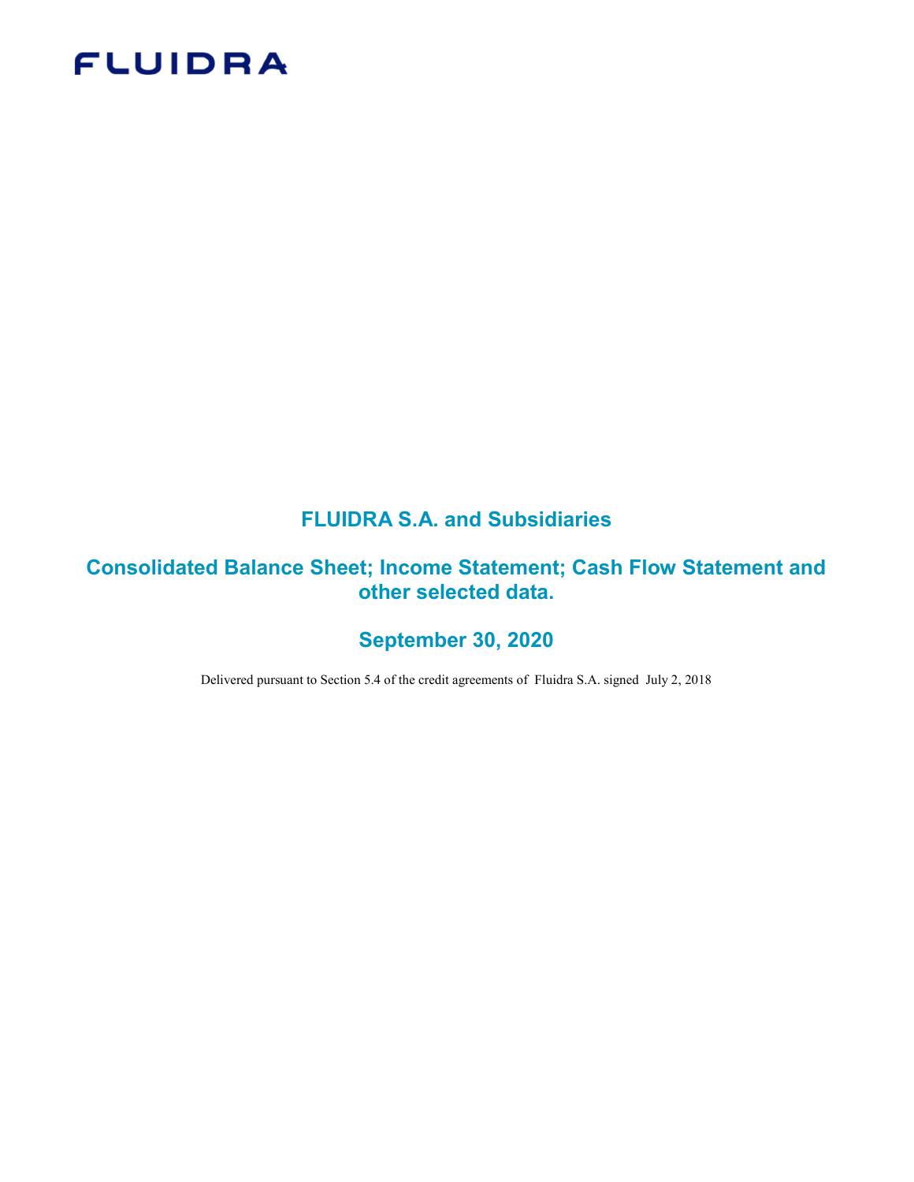FLUIDRA

# FLUIDRA S.A. and Subsidiaries

## Consolidated Balance Sheet; Income Statement; Cash Flow Statement and other selected data.

## September 30, 2020

Delivered pursuant to Section 5.4 of the credit agreements of Fluidra S.A. signed July 2, 2018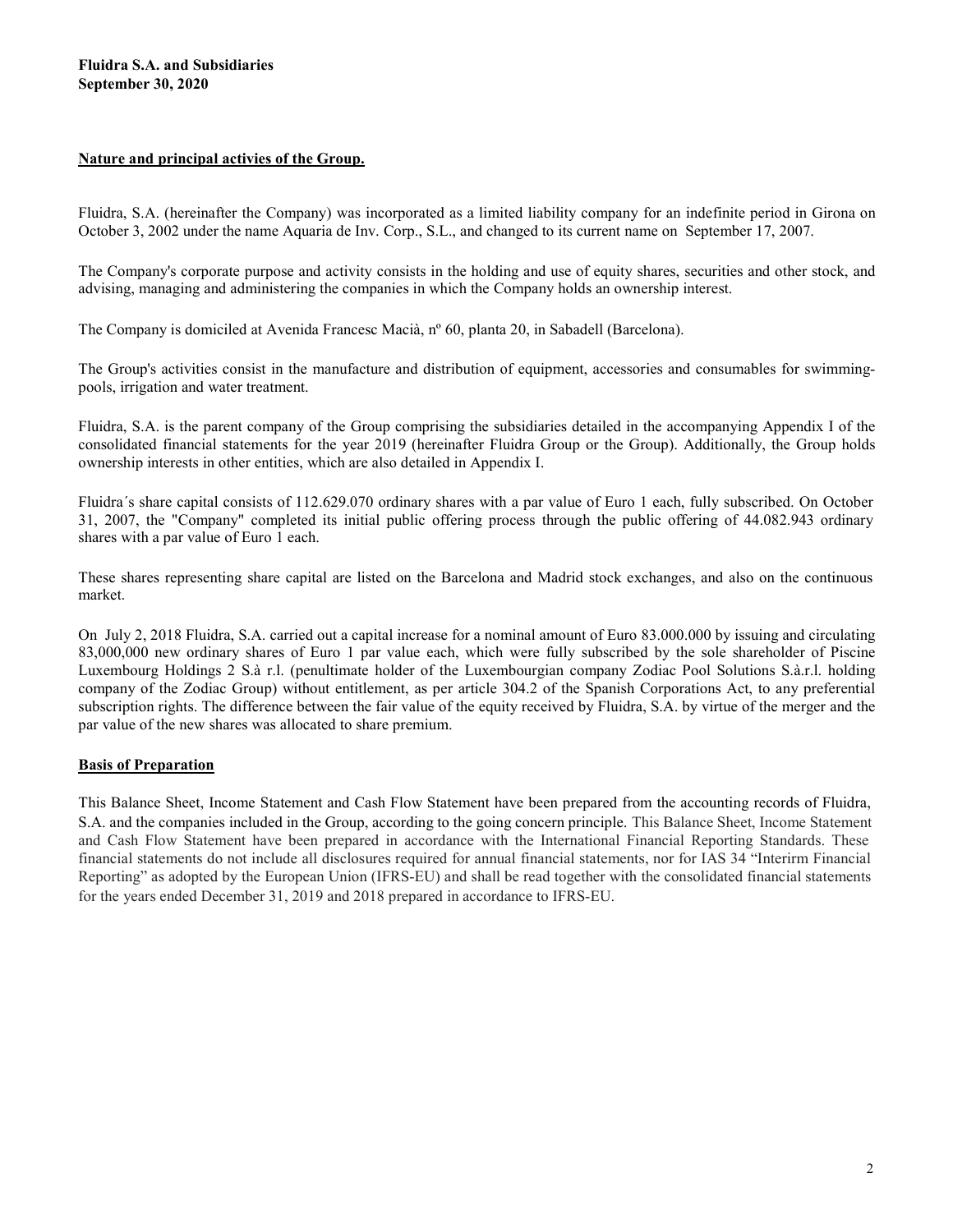**Fluidra S.A. and Subsidiaries**
**September 30, 2020**

## Nature and principal activies of the Group.

Fluidra, S.A. (hereinafter the Company) was incorporated as a limited liability company for an indefinite period in Girona on October 3, 2002 under the name Aquaria de Inv. Corp., S.L., and changed to its current name on September 17, 2007.

The Company's corporate purpose and activity consists in the holding and use of equity shares, securities and other stock, and advising, managing and administering the companies in which the Company holds an ownership interest.

The Company is domiciled at Avenida Francesc Macià, nº 60, planta 20, in Sabadell (Barcelona).

The Group's activities consist in the manufacture and distribution of equipment, accessories and consumables for swimming-pools, irrigation and water treatment.

Fluidra, S.A. is the parent company of the Group comprising the subsidiaries detailed in the accompanying Appendix I of the consolidated financial statements for the year 2019 (hereinafter Fluidra Group or the Group). Additionally, the Group holds ownership interests in other entities, which are also detailed in Appendix I.

Fluidra´s share capital consists of 112.629.070 ordinary shares with a par value of Euro 1 each, fully subscribed. On October 31, 2007, the "Company" completed its initial public offering process through the public offering of 44.082.943 ordinary shares with a par value of Euro 1 each.

These shares representing share capital are listed on the Barcelona and Madrid stock exchanges, and also on the continuous market.

On July 2, 2018 Fluidra, S.A. carried out a capital increase for a nominal amount of Euro 83.000.000 by issuing and circulating 83,000,000 new ordinary shares of Euro 1 par value each, which were fully subscribed by the sole shareholder of Piscine Luxembourg Holdings 2 S.à r.l. (penultimate holder of the Luxembourgian company Zodiac Pool Solutions S.à.r.l. holding company of the Zodiac Group) without entitlement, as per article 304.2 of the Spanish Corporations Act, to any preferential subscription rights. The difference between the fair value of the equity received by Fluidra, S.A. by virtue of the merger and the par value of the new shares was allocated to share premium.

## Basis of Preparation

This Balance Sheet, Income Statement and Cash Flow Statement have been prepared from the accounting records of Fluidra, S.A. and the companies included in the Group, according to the going concern principle. This Balance Sheet, Income Statement and Cash Flow Statement have been prepared in accordance with the International Financial Reporting Standards. These financial statements do not include all disclosures required for annual financial statements, nor for IAS 34 "Interirm Financial Reporting" as adopted by the European Union (IFRS-EU) and shall be read together with the consolidated financial statements for the years ended December 31, 2019 and 2018 prepared in accordance to IFRS-EU.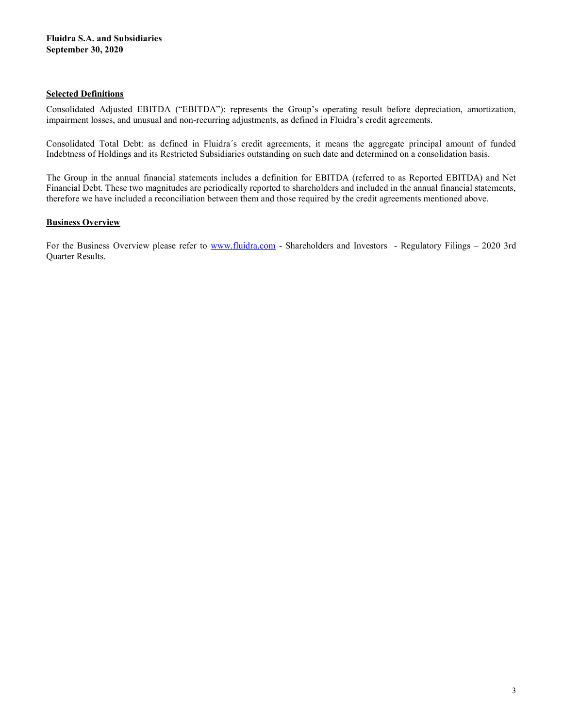**Fluidra S.A. and Subsidiaries**
**September 30, 2020**

## Selected Definitions

Consolidated Adjusted EBITDA ("EBITDA"): represents the Group's operating result before depreciation, amortization, impairment losses, and unusual and non-recurring adjustments, as defined in Fluidra's credit agreements.

Consolidated Total Debt: as defined in Fluidra´s credit agreements, it means the aggregate principal amount of funded Indebtness of Holdings and its Restricted Subsidiaries outstanding on such date and determined on a consolidation basis.

The Group in the annual financial statements includes a definition for EBITDA (referred to as Reported EBITDA) and Net Financial Debt. These two magnitudes are periodically reported to shareholders and included in the annual financial statements, therefore we have included a reconciliation between them and those required by the credit agreements mentioned above.

## Business Overview

For the Business Overview please refer to www.fluidra.com - Shareholders and Investors - Regulatory Filings – 2020 3rd Quarter Results.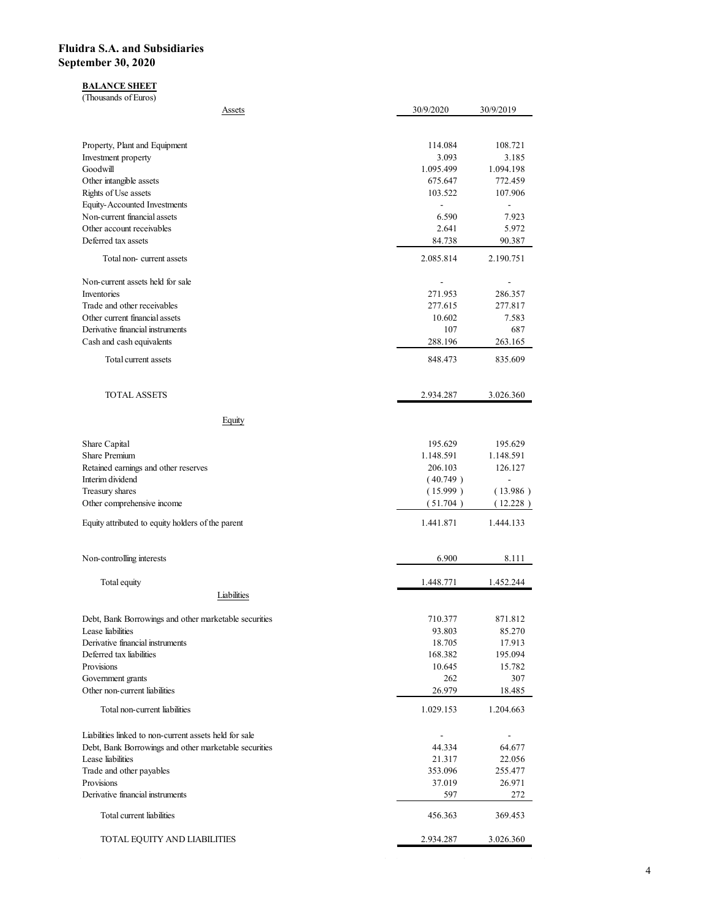**Fluidra S.A. and Subsidiaries**
**September 30, 2020**

**BALANCE SHEET**
(Thousands of Euros)

| Assets | 30/9/2020 | 30/9/2019 |
|---|---|---|
| Property, Plant and Equipment | 114.084 | 108.721 |
| Investment property | 3.093 | 3.185 |
| Goodwill | 1.095.499 | 1.094.198 |
| Other intangible assets | 675.647 | 772.459 |
| Rights of Use assets | 103.522 | 107.906 |
| Equity-Accounted Investments | - | - |
| Non-current financial assets | 6.590 | 7.923 |
| Other account receivables | 2.641 | 5.972 |
| Deferred tax assets | 84.738 | 90.387 |
| Total non- current assets | 2.085.814 | 2.190.751 |
| Non-current assets held for sale | - | - |
| Inventories | 271.953 | 286.357 |
| Trade and other receivables | 277.615 | 277.817 |
| Other current financial assets | 10.602 | 7.583 |
| Derivative financial instruments | 107 | 687 |
| Cash and cash equivalents | 288.196 | 263.165 |
| Total current assets | 848.473 | 835.609 |
| TOTAL ASSETS | 2.934.287 | 3.026.360 |
| **Equity** | | |
| Share Capital | 195.629 | 195.629 |
| Share Premium | 1.148.591 | 1.148.591 |
| Retained earnings and other reserves | 206.103 | 126.127 |
| Interim dividend | (40.749) | - |
| Treasury shares | (15.999) | (13.986) |
| Other comprehensive income | (51.704) | (12.228) |
| Equity attributed to equity holders of the parent | 1.441.871 | 1.444.133 |
| Non-controlling interests | 6.900 | 8.111 |
| Total equity | 1.448.771 | 1.452.244 |
| **Liabilities** | | |
| Debt, Bank Borrowings and other marketable securities | 710.377 | 871.812 |
| Lease liabilities | 93.803 | 85.270 |
| Derivative financial instruments | 18.705 | 17.913 |
| Deferred tax liabilities | 168.382 | 195.094 |
| Provisions | 10.645 | 15.782 |
| Government grants | 262 | 307 |
| Other non-current liabilities | 26.979 | 18.485 |
| Total non-current liabilities | 1.029.153 | 1.204.663 |
| Liabilities linked to non-current assets held for sale | - | - |
| Debt, Bank Borrowings and other marketable securities | 44.334 | 64.677 |
| Lease liabilities | 21.317 | 22.056 |
| Trade and other payables | 353.096 | 255.477 |
| Provisions | 37.019 | 26.971 |
| Derivative financial instruments | 597 | 272 |
| Total current liabilities | 456.363 | 369.453 |
| TOTAL EQUITY AND LIABILITIES | 2.934.287 | 3.026.360 |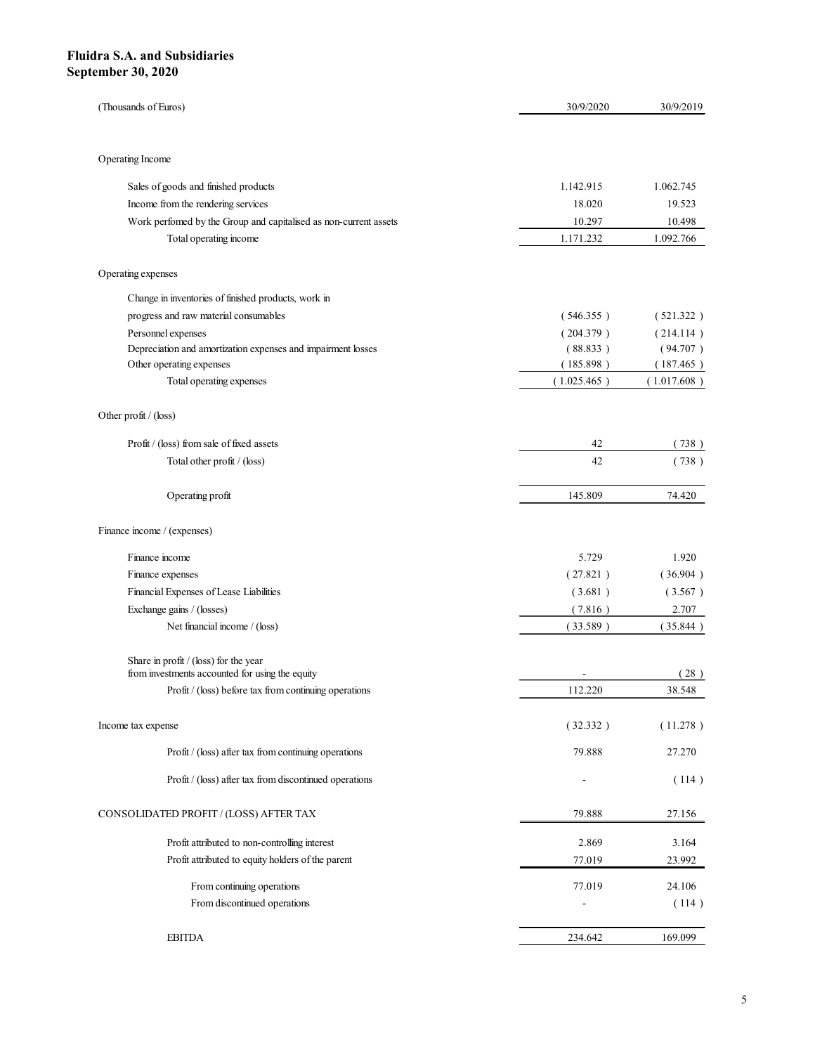**Fluidra S.A. and Subsidiaries**
**September 30, 2020**

| (Thousands of Euros) | 30/9/2020 | 30/9/2019 |
|---|---|---|
| **Operating Income** | | |
| Sales of goods and finished products | 1.142.915 | 1.062.745 |
| Income from the rendering services | 18.020 | 19.523 |
| Work perfomed by the Group and capitalised as non-current assets | 10.297 | 10.498 |
| Total operating income | 1.171.232 | 1.092.766 |
| **Operating expenses** | | |
| Change in inventories of finished products, work in progress and raw material consumables | ( 546.355 ) | ( 521.322 ) |
| Personnel expenses | ( 204.379 ) | ( 214.114 ) |
| Depreciation and amortization expenses and impairment losses | ( 88.833 ) | ( 94.707 ) |
| Other operating expenses | ( 185.898 ) | ( 187.465 ) |
| Total operating expenses | ( 1.025.465 ) | ( 1.017.608 ) |
| **Other profit / (loss)** | | |
| Profit / (loss) from sale of fixed assets | 42 | ( 738 ) |
| Total other profit / (loss) | 42 | ( 738 ) |
| Operating profit | 145.809 | 74.420 |
| **Finance income / (expenses)** | | |
| Finance income | 5.729 | 1.920 |
| Finance expenses | ( 27.821 ) | ( 36.904 ) |
| Financial Expenses of Lease Liabilities | ( 3.681 ) | ( 3.567 ) |
| Exchange gains / (losses) | ( 7.816 ) | 2.707 |
| Net financial income / (loss) | ( 33.589 ) | ( 35.844 ) |
| Share in profit / (loss) for the year from investments accounted for using the equity | - | ( 28 ) |
| Profit / (loss) before tax from continuing operations | 112.220 | 38.548 |
| Income tax expense | ( 32.332 ) | ( 11.278 ) |
| Profit / (loss) after tax from continuing operations | 79.888 | 27.270 |
| Profit / (loss) after tax from discontinued operations | - | ( 114 ) |
| CONSOLIDATED PROFIT / (LOSS) AFTER TAX | 79.888 | 27.156 |
| Profit attributed to non-controlling interest | 2.869 | 3.164 |
| Profit attributed to equity holders of the parent | 77.019 | 23.992 |
| From continuing operations | 77.019 | 24.106 |
| From discontinued operations | - | ( 114 ) |
| EBITDA | 234.642 | 169.099 |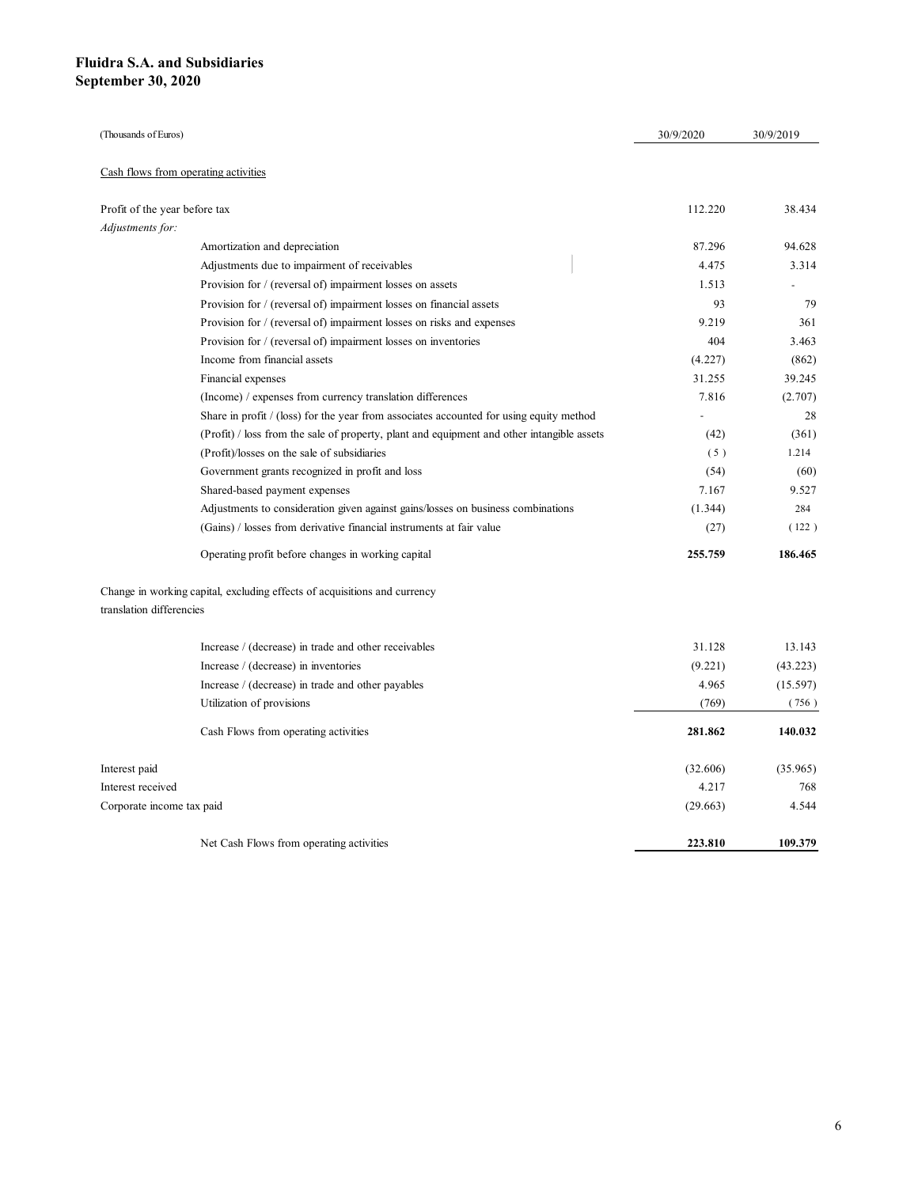**Fluidra S.A. and Subsidiaries**
**September 30, 2020**

| (Thousands of Euros) | 30/9/2020 | 30/9/2019 |
|---|---|---|
| Cash flows from operating activities | | |
| Profit of the year before tax | 112.220 | 38.434 |
| *Adjustments for:* | | |
| Amortization and depreciation | 87.296 | 94.628 |
| Adjustments due to impairment of receivables | 4.475 | 3.314 |
| Provision for / (reversal of) impairment losses on assets | 1.513 | - |
| Provision for / (reversal of) impairment losses on financial assets | 93 | 79 |
| Provision for / (reversal of) impairment losses on risks and expenses | 9.219 | 361 |
| Provision for / (reversal of) impairment losses on inventories | 404 | 3.463 |
| Income from financial assets | (4.227) | (862) |
| Financial expenses | 31.255 | 39.245 |
| (Income) / expenses from currency translation differences | 7.816 | (2.707) |
| Share in profit / (loss) for the year from associates accounted for using equity method | - | 28 |
| (Profit) / loss from the sale of property, plant and equipment and other intangible assets | (42) | (361) |
| (Profit)/losses on the sale of subsidiaries | (5) | 1.214 |
| Government grants recognized in profit and loss | (54) | (60) |
| Shared-based payment expenses | 7.167 | 9.527 |
| Adjustments to consideration given against gains/losses on business combinations | (1.344) | 284 |
| (Gains) / losses from derivative financial instruments at fair value | (27) | (122) |
| Operating profit before changes in working capital | **255.759** | **186.465** |
| Change in working capital, excluding effects of acquisitions and currency translation differencies | | |
| Increase / (decrease) in trade and other receivables | 31.128 | 13.143 |
| Increase / (decrease) in inventories | (9.221) | (43.223) |
| Increase / (decrease) in trade and other payables | 4.965 | (15.597) |
| Utilization of provisions | (769) | (756) |
| Cash Flows from operating activities | **281.862** | **140.032** |
| Interest paid | (32.606) | (35.965) |
| Interest received | 4.217 | 768 |
| Corporate income tax paid | (29.663) | 4.544 |
| Net Cash Flows from operating activities | **223.810** | **109.379** |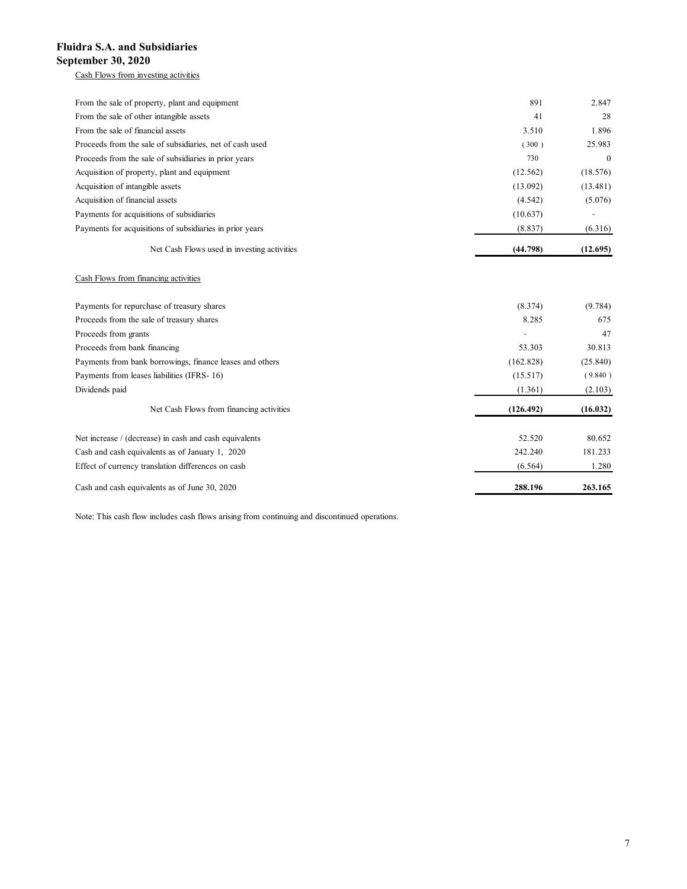# Fluidra S.A. and Subsidiaries

## September 30, 2020

Cash Flows from investing activities

| | | |
|---|---|---|
| From the sale of property, plant and equipment | 891 | 2.847 |
| From the sale of other intangible assets | 41 | 28 |
| From the sale of financial assets | 3.510 | 1.896 |
| Proceeds from the sale of subsidiaries, net of cash used | ( 300 ) | 25.983 |
| Proceeds from the sale of subsidiaries in prior years | 730 | 0 |
| Acquisition of property, plant and equipment | (12.562) | (18.576) |
| Acquisition of intangible assets | (13.092) | (13.481) |
| Acquisition of financial assets | (4.542) | (5.076) |
| Payments for acquisitions of subsidiaries | (10.637) | - |
| Payments for acquisitions of subsidiaries in prior years | (8.837) | (6.316) |
| **Net Cash Flows used in investing activities** | **(44.798)** | **(12.695)** |

Cash Flows from financing activities

| | | |
|---|---|---|
| Payments for repurchase of treasury shares | (8.374) | (9.784) |
| Proceeds from the sale of treasury shares | 8.285 | 675 |
| Proceeds from grants | - | 47 |
| Proceeds from bank financing | 53.303 | 30.813 |
| Payments from bank borrowings, finance leases and others | (162.828) | (25.840) |
| Payments from leases liabilities (IFRS- 16) | (15.517) | ( 9.840 ) |
| Dividends paid | (1.361) | (2.103) |
| **Net Cash Flows from financing activities** | **(126.492)** | **(16.032)** |

| | | |
|---|---|---|
| Net increase / (decrease) in cash and cash equivalents | 52.520 | 80.652 |
| Cash and cash equivalents as of January 1, 2020 | 242.240 | 181.233 |
| Effect of currency translation differences on cash | (6.564) | 1.280 |
| Cash and cash equivalents as of June 30, 2020 | **288.196** | **263.165** |

Note: This cash flow includes cash flows arising from continuing and discontinued operations.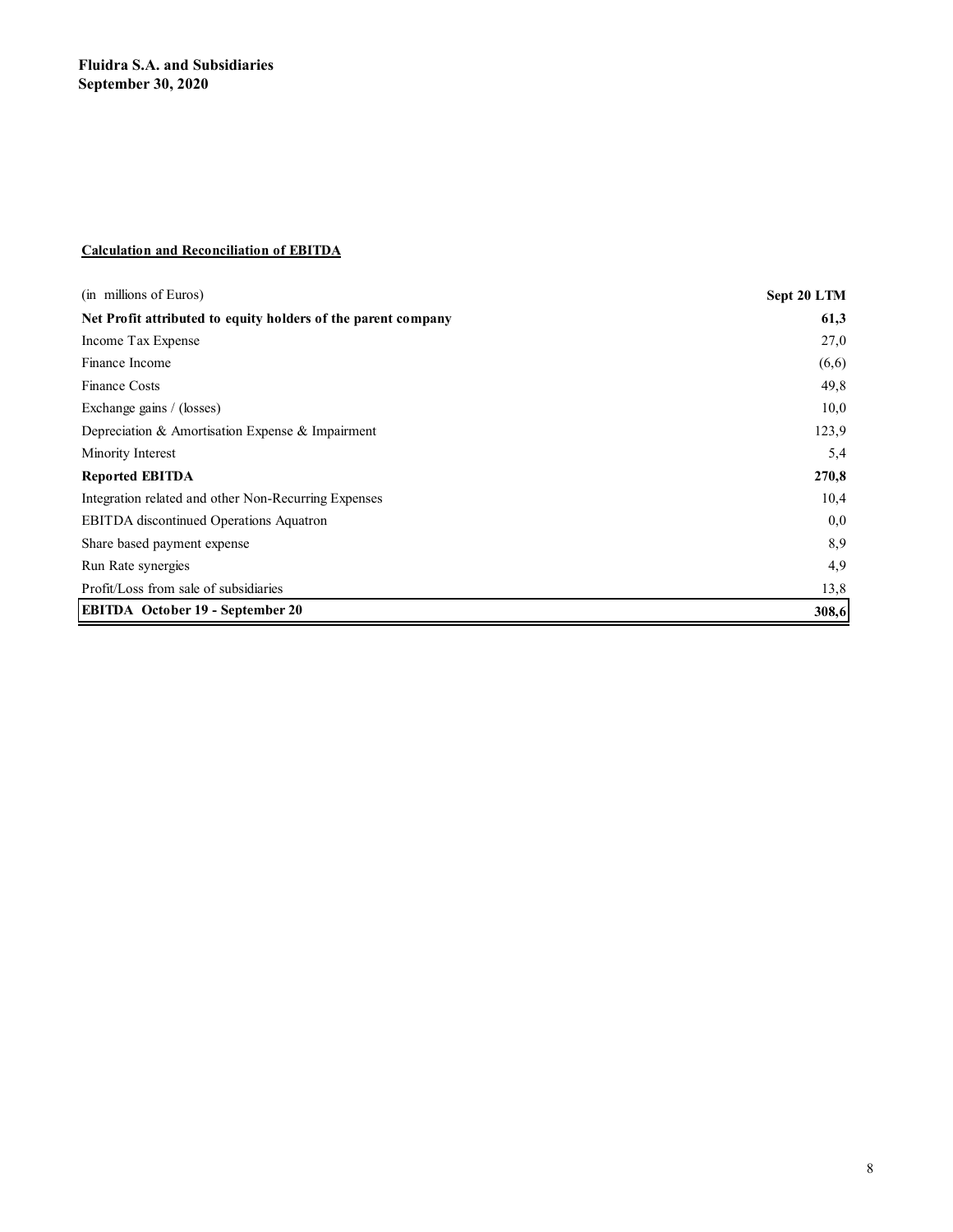**Fluidra S.A. and Subsidiaries**
**September 30, 2020**

**Calculation and Reconciliation of EBITDA**

| (in millions of Euros) | **Sept 20 LTM** |
|---|---|
| **Net Profit attributed to equity holders of the parent company** | **61,3** |
| Income Tax Expense | 27,0 |
| Finance Income | (6,6) |
| Finance Costs | 49,8 |
| Exchange gains / (losses) | 10,0 |
| Depreciation & Amortisation Expense & Impairment | 123,9 |
| Minority Interest | 5,4 |
| **Reported EBITDA** | **270,8** |
| Integration related and other Non-Recurring Expenses | 10,4 |
| EBITDA discontinued Operations Aquatron | 0,0 |
| Share based payment expense | 8,9 |
| Run Rate synergies | 4,9 |
| Profit/Loss from sale of subsidiaries | 13,8 |
| **EBITDA October 19 - September 20** | **308,6** |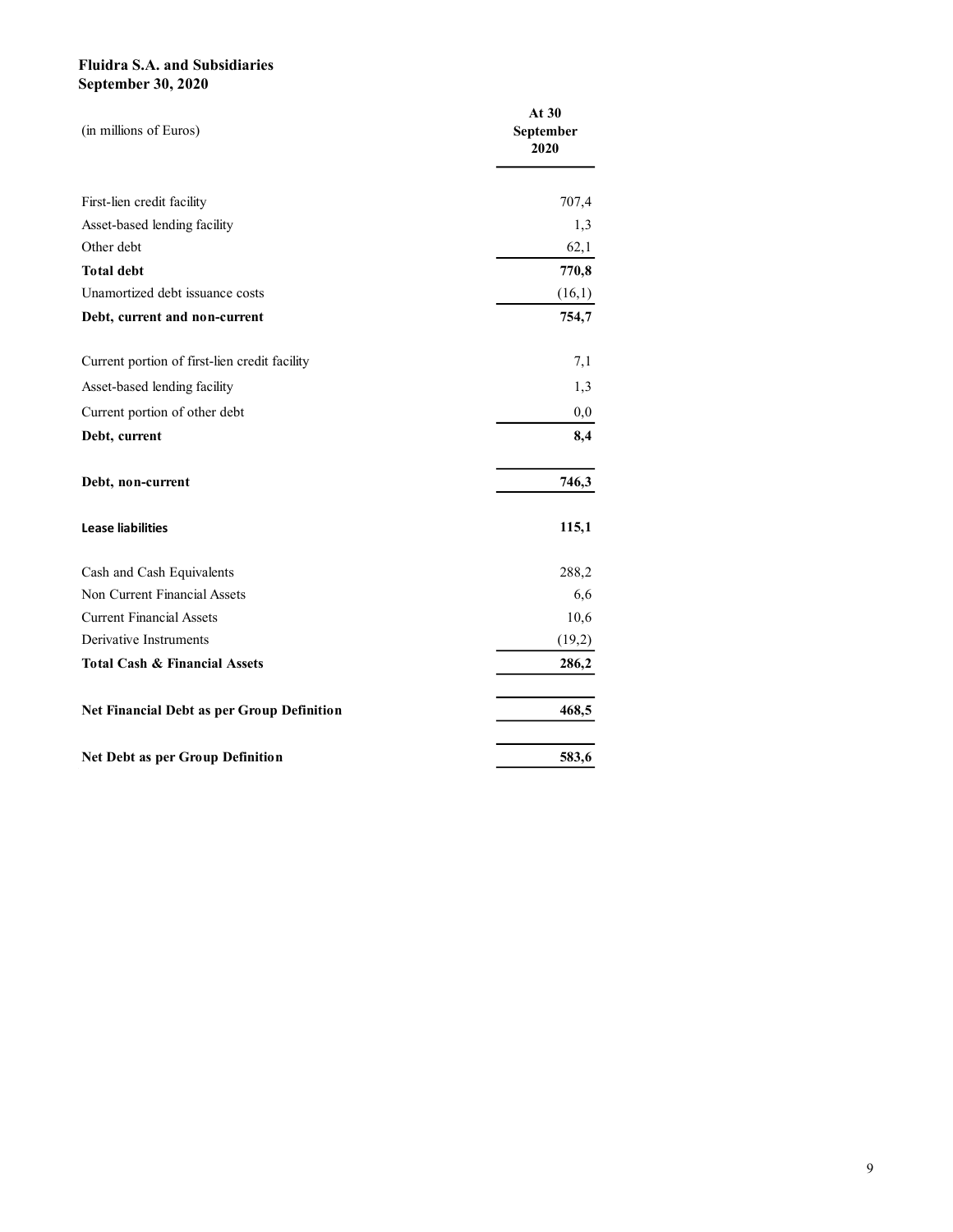**Fluidra S.A. and Subsidiaries**
**September 30, 2020**

| (in millions of Euros) | At 30 September 2020 |
|---|---|
| First-lien credit facility | 707,4 |
| Asset-based lending facility | 1,3 |
| Other debt | 62,1 |
| **Total debt** | **770,8** |
| Unamortized debt issuance costs | (16,1) |
| **Debt, current and non-current** | **754,7** |
| Current portion of first-lien credit facility | 7,1 |
| Asset-based lending facility | 1,3 |
| Current portion of other debt | 0,0 |
| **Debt, current** | **8,4** |
| **Debt, non-current** | **746,3** |
| **Lease liabilities** | **115,1** |
| Cash and Cash Equivalents | 288,2 |
| Non Current Financial Assets | 6,6 |
| Current Financial Assets | 10,6 |
| Derivative Instruments | (19,2) |
| **Total Cash & Financial Assets** | **286,2** |
| **Net Financial Debt as per Group Definition** | **468,5** |
| **Net Debt as per Group Definition** | **583,6** |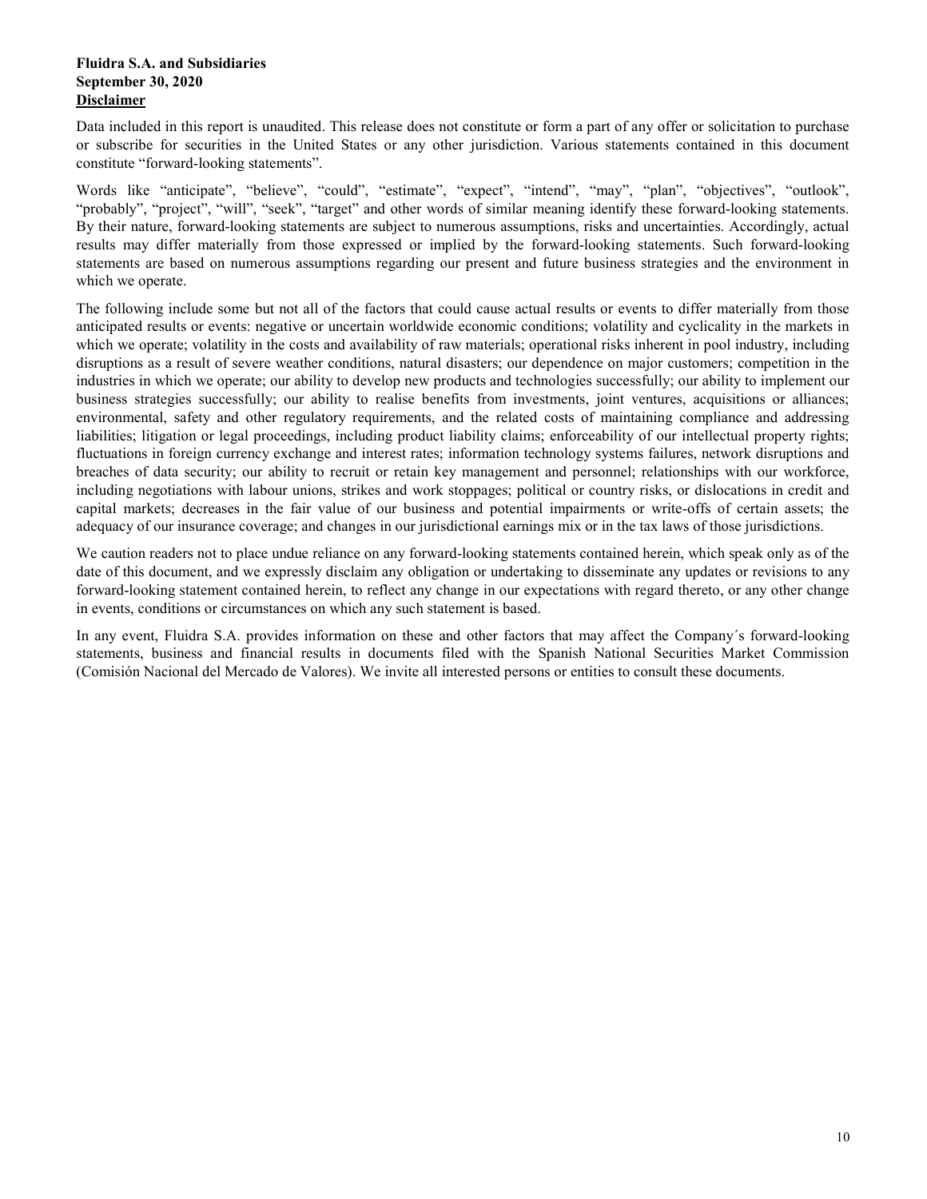**Fluidra S.A. and Subsidiaries**
**September 30, 2020**
**Disclaimer**

Data included in this report is unaudited. This release does not constitute or form a part of any offer or solicitation to purchase or subscribe for securities in the United States or any other jurisdiction. Various statements contained in this document constitute "forward-looking statements".

Words like "anticipate", "believe", "could", "estimate", "expect", "intend", "may", "plan", "objectives", "outlook", "probably", "project", "will", "seek", "target" and other words of similar meaning identify these forward-looking statements. By their nature, forward-looking statements are subject to numerous assumptions, risks and uncertainties. Accordingly, actual results may differ materially from those expressed or implied by the forward-looking statements. Such forward-looking statements are based on numerous assumptions regarding our present and future business strategies and the environment in which we operate.

The following include some but not all of the factors that could cause actual results or events to differ materially from those anticipated results or events: negative or uncertain worldwide economic conditions; volatility and cyclicality in the markets in which we operate; volatility in the costs and availability of raw materials; operational risks inherent in pool industry, including disruptions as a result of severe weather conditions, natural disasters; our dependence on major customers; competition in the industries in which we operate; our ability to develop new products and technologies successfully; our ability to implement our business strategies successfully; our ability to realise benefits from investments, joint ventures, acquisitions or alliances; environmental, safety and other regulatory requirements, and the related costs of maintaining compliance and addressing liabilities; litigation or legal proceedings, including product liability claims; enforceability of our intellectual property rights; fluctuations in foreign currency exchange and interest rates; information technology systems failures, network disruptions and breaches of data security; our ability to recruit or retain key management and personnel; relationships with our workforce, including negotiations with labour unions, strikes and work stoppages; political or country risks, or dislocations in credit and capital markets; decreases in the fair value of our business and potential impairments or write-offs of certain assets; the adequacy of our insurance coverage; and changes in our jurisdictional earnings mix or in the tax laws of those jurisdictions.

We caution readers not to place undue reliance on any forward-looking statements contained herein, which speak only as of the date of this document, and we expressly disclaim any obligation or undertaking to disseminate any updates or revisions to any forward-looking statement contained herein, to reflect any change in our expectations with regard thereto, or any other change in events, conditions or circumstances on which any such statement is based.

In any event, Fluidra S.A. provides information on these and other factors that may affect the Company´s forward-looking statements, business and financial results in documents filed with the Spanish National Securities Market Commission (Comisión Nacional del Mercado de Valores). We invite all interested persons or entities to consult these documents.